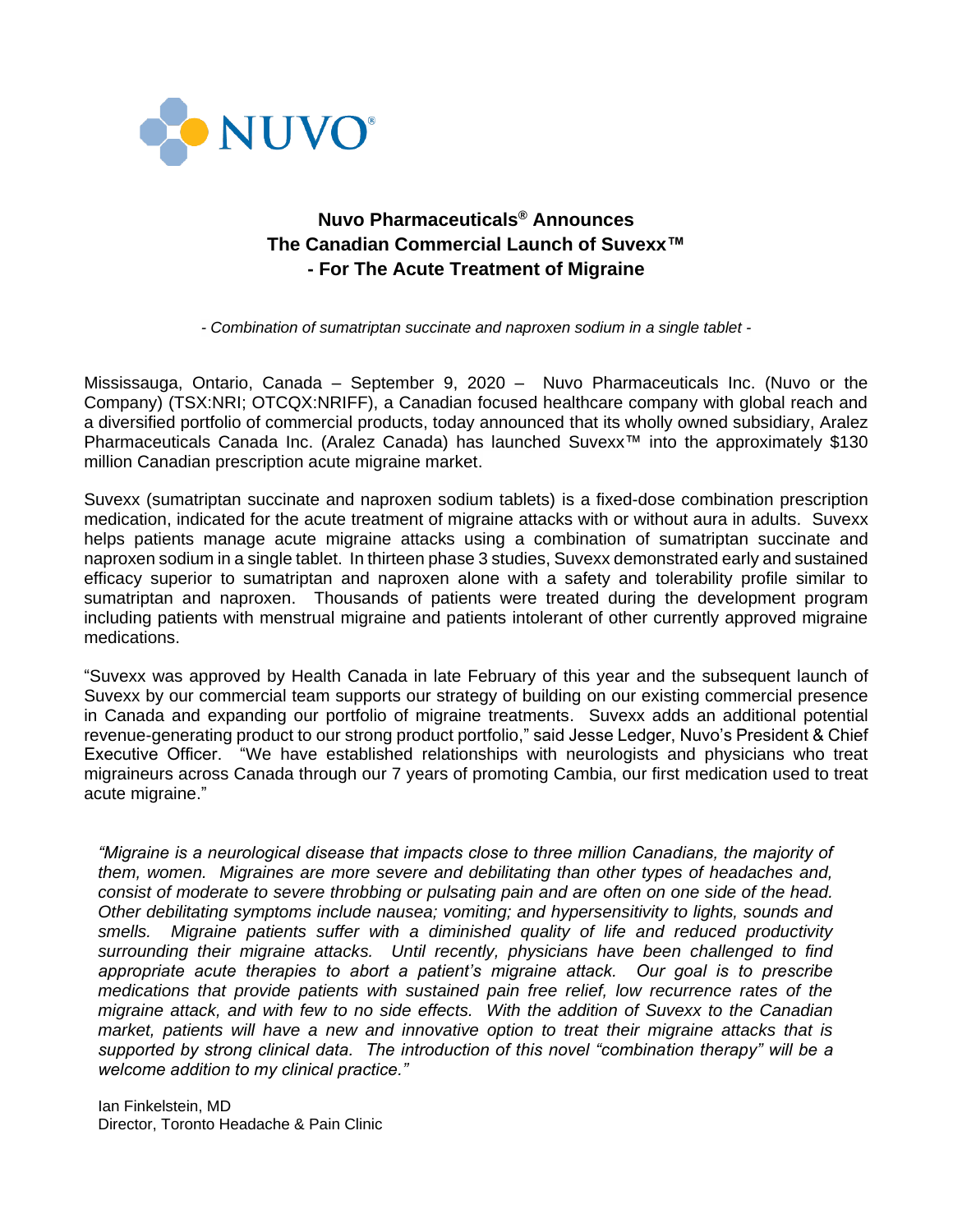NUVO®

# Nuvo Pharmaceuticals® Announces The Canadian Commercial Launch of Suvexx™ - For The Acute Treatment of Migraine

*- Combination of sumatriptan succinate and naproxen sodium in a single tablet -*

Mississauga, Ontario, Canada – September 9, 2020 – Nuvo Pharmaceuticals Inc. (Nuvo or the Company) (TSX:NRI; OTCQX:NRIFF), a Canadian focused healthcare company with global reach and a diversified portfolio of commercial products, today announced that its wholly owned subsidiary, Aralez Pharmaceuticals Canada Inc. (Aralez Canada) has launched Suvexx™ into the approximately $130 million Canadian prescription acute migraine market.

Suvexx (sumatriptan succinate and naproxen sodium tablets) is a fixed-dose combination prescription medication, indicated for the acute treatment of migraine attacks with or without aura in adults. Suvexx helps patients manage acute migraine attacks using a combination of sumatriptan succinate and naproxen sodium in a single tablet. In thirteen phase 3 studies, Suvexx demonstrated early and sustained efficacy superior to sumatriptan and naproxen alone with a safety and tolerability profile similar to sumatriptan and naproxen. Thousands of patients were treated during the development program including patients with menstrual migraine and patients intolerant of other currently approved migraine medications.

"Suvexx was approved by Health Canada in late February of this year and the subsequent launch of Suvexx by our commercial team supports our strategy of building on our existing commercial presence in Canada and expanding our portfolio of migraine treatments. Suvexx adds an additional potential revenue-generating product to our strong product portfolio," said Jesse Ledger, Nuvo's President & Chief Executive Officer. "We have established relationships with neurologists and physicians who treat migraineurs across Canada through our 7 years of promoting Cambia, our first medication used to treat acute migraine."

*"Migraine is a neurological disease that impacts close to three million Canadians, the majority of them, women. Migraines are more severe and debilitating than other types of headaches and, consist of moderate to severe throbbing or pulsating pain and are often on one side of the head. Other debilitating symptoms include nausea; vomiting; and hypersensitivity to lights, sounds and smells. Migraine patients suffer with a diminished quality of life and reduced productivity surrounding their migraine attacks. Until recently, physicians have been challenged to find appropriate acute therapies to abort a patient's migraine attack. Our goal is to prescribe medications that provide patients with sustained pain free relief, low recurrence rates of the migraine attack, and with few to no side effects. With the addition of Suvexx to the Canadian market, patients will have a new and innovative option to treat their migraine attacks that is supported by strong clinical data. The introduction of this novel "combination therapy" will be a welcome addition to my clinical practice."*

Ian Finkelstein, MD
Director, Toronto Headache & Pain Clinic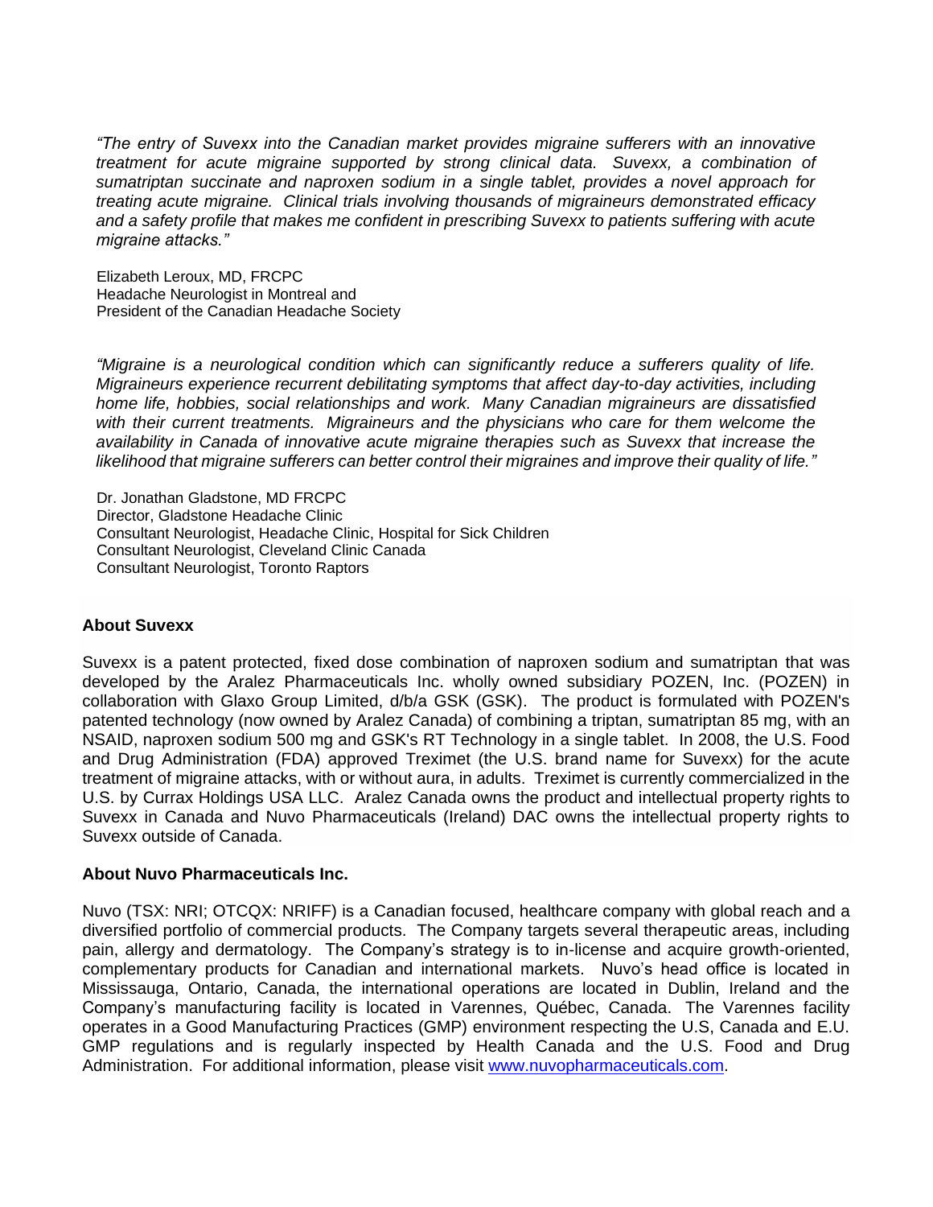*"The entry of Suvexx into the Canadian market provides migraine sufferers with an innovative treatment for acute migraine supported by strong clinical data. Suvexx, a combination of sumatriptan succinate and naproxen sodium in a single tablet, provides a novel approach for treating acute migraine. Clinical trials involving thousands of migraineurs demonstrated efficacy and a safety profile that makes me confident in prescribing Suvexx to patients suffering with acute migraine attacks."*

Elizabeth Leroux, MD, FRCPC
Headache Neurologist in Montreal and
President of the Canadian Headache Society

*"Migraine is a neurological condition which can significantly reduce a sufferers quality of life. Migraineurs experience recurrent debilitating symptoms that affect day-to-day activities, including home life, hobbies, social relationships and work. Many Canadian migraineurs are dissatisfied with their current treatments. Migraineurs and the physicians who care for them welcome the availability in Canada of innovative acute migraine therapies such as Suvexx that increase the likelihood that migraine sufferers can better control their migraines and improve their quality of life."*

Dr. Jonathan Gladstone, MD FRCPC
Director, Gladstone Headache Clinic
Consultant Neurologist, Headache Clinic, Hospital for Sick Children
Consultant Neurologist, Cleveland Clinic Canada
Consultant Neurologist, Toronto Raptors

**About Suvexx**

Suvexx is a patent protected, fixed dose combination of naproxen sodium and sumatriptan that was developed by the Aralez Pharmaceuticals Inc. wholly owned subsidiary POZEN, Inc. (POZEN) in collaboration with Glaxo Group Limited, d/b/a GSK (GSK). The product is formulated with POZEN's patented technology (now owned by Aralez Canada) of combining a triptan, sumatriptan 85 mg, with an NSAID, naproxen sodium 500 mg and GSK's RT Technology in a single tablet. In 2008, the U.S. Food and Drug Administration (FDA) approved Treximet (the U.S. brand name for Suvexx) for the acute treatment of migraine attacks, with or without aura, in adults. Treximet is currently commercialized in the U.S. by Currax Holdings USA LLC. Aralez Canada owns the product and intellectual property rights to Suvexx in Canada and Nuvo Pharmaceuticals (Ireland) DAC owns the intellectual property rights to Suvexx outside of Canada.

**About Nuvo Pharmaceuticals Inc.**

Nuvo (TSX: NRI; OTCQX: NRIFF) is a Canadian focused, healthcare company with global reach and a diversified portfolio of commercial products. The Company targets several therapeutic areas, including pain, allergy and dermatology. The Company's strategy is to in-license and acquire growth-oriented, complementary products for Canadian and international markets. Nuvo's head office is located in Mississauga, Ontario, Canada, the international operations are located in Dublin, Ireland and the Company's manufacturing facility is located in Varennes, Québec, Canada. The Varennes facility operates in a Good Manufacturing Practices (GMP) environment respecting the U.S, Canada and E.U. GMP regulations and is regularly inspected by Health Canada and the U.S. Food and Drug Administration. For additional information, please visit [www.nuvopharmaceuticals.com](www.nuvopharmaceuticals.com).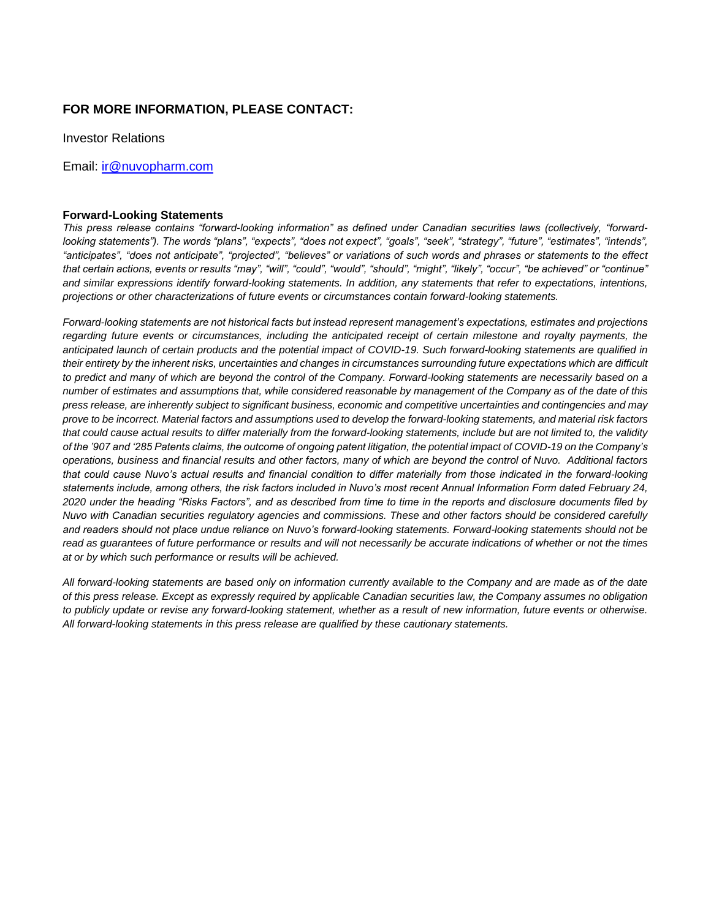## FOR MORE INFORMATION, PLEASE CONTACT:

Investor Relations

Email: [ir@nuvopharm.com](mailto:ir@nuvopharm.com)

**Forward-Looking Statements**

*This press release contains "forward-looking information" as defined under Canadian securities laws (collectively, "forward-looking statements"). The words "plans", "expects", "does not expect", "goals", "seek", "strategy", "future", "estimates", "intends", "anticipates", "does not anticipate", "projected", "believes" or variations of such words and phrases or statements to the effect that certain actions, events or results "may", "will", "could", "would", "should", "might", "likely", "occur", "be achieved" or "continue" and similar expressions identify forward-looking statements. In addition, any statements that refer to expectations, intentions, projections or other characterizations of future events or circumstances contain forward-looking statements.*

*Forward-looking statements are not historical facts but instead represent management's expectations, estimates and projections regarding future events or circumstances, including the anticipated receipt of certain milestone and royalty payments, the anticipated launch of certain products and the potential impact of COVID-19. Such forward-looking statements are qualified in their entirety by the inherent risks, uncertainties and changes in circumstances surrounding future expectations which are difficult to predict and many of which are beyond the control of the Company. Forward-looking statements are necessarily based on a number of estimates and assumptions that, while considered reasonable by management of the Company as of the date of this press release, are inherently subject to significant business, economic and competitive uncertainties and contingencies and may prove to be incorrect. Material factors and assumptions used to develop the forward-looking statements, and material risk factors that could cause actual results to differ materially from the forward-looking statements, include but are not limited to, the validity of the '907 and '285 Patents claims, the outcome of ongoing patent litigation, the potential impact of COVID-19 on the Company's operations, business and financial results and other factors, many of which are beyond the control of Nuvo. Additional factors that could cause Nuvo's actual results and financial condition to differ materially from those indicated in the forward-looking statements include, among others, the risk factors included in Nuvo's most recent Annual Information Form dated February 24, 2020 under the heading "Risks Factors", and as described from time to time in the reports and disclosure documents filed by Nuvo with Canadian securities regulatory agencies and commissions. These and other factors should be considered carefully and readers should not place undue reliance on Nuvo's forward-looking statements. Forward-looking statements should not be read as guarantees of future performance or results and will not necessarily be accurate indications of whether or not the times at or by which such performance or results will be achieved.*

*All forward-looking statements are based only on information currently available to the Company and are made as of the date of this press release. Except as expressly required by applicable Canadian securities law, the Company assumes no obligation to publicly update or revise any forward-looking statement, whether as a result of new information, future events or otherwise. All forward-looking statements in this press release are qualified by these cautionary statements.*